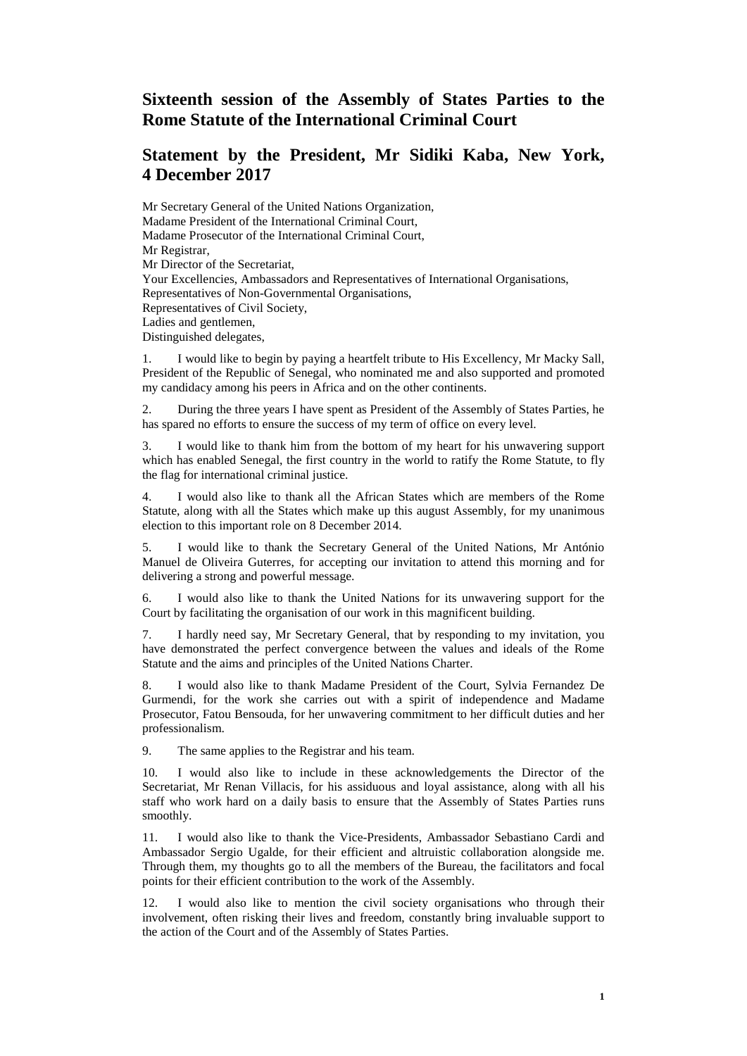# Sixteenth session of the Assembly of States Parties to the Rome Statute of the International Criminal Court

## Statement by the President, Mr Sidiki Kaba, New York, 4 December 2017

Mr Secretary General of the United Nations Organization,
Madame President of the International Criminal Court,
Madame Prosecutor of the International Criminal Court,
Mr Registrar,
Mr Director of the Secretariat,
Your Excellencies, Ambassadors and Representatives of International Organisations,
Representatives of Non-Governmental Organisations,
Representatives of Civil Society,
Ladies and gentlemen,
Distinguished delegates,

1. I would like to begin by paying a heartfelt tribute to His Excellency, Mr Macky Sall, President of the Republic of Senegal, who nominated me and also supported and promoted my candidacy among his peers in Africa and on the other continents.

2. During the three years I have spent as President of the Assembly of States Parties, he has spared no efforts to ensure the success of my term of office on every level.

3. I would like to thank him from the bottom of my heart for his unwavering support which has enabled Senegal, the first country in the world to ratify the Rome Statute, to fly the flag for international criminal justice.

4. I would also like to thank all the African States which are members of the Rome Statute, along with all the States which make up this august Assembly, for my unanimous election to this important role on 8 December 2014.

5. I would like to thank the Secretary General of the United Nations, Mr António Manuel de Oliveira Guterres, for accepting our invitation to attend this morning and for delivering a strong and powerful message.

6. I would also like to thank the United Nations for its unwavering support for the Court by facilitating the organisation of our work in this magnificent building.

7. I hardly need say, Mr Secretary General, that by responding to my invitation, you have demonstrated the perfect convergence between the values and ideals of the Rome Statute and the aims and principles of the United Nations Charter.

8. I would also like to thank Madame President of the Court, Sylvia Fernandez De Gurmendi, for the work she carries out with a spirit of independence and Madame Prosecutor, Fatou Bensouda, for her unwavering commitment to her difficult duties and her professionalism.

9. The same applies to the Registrar and his team.

10. I would also like to include in these acknowledgements the Director of the Secretariat, Mr Renan Villacis, for his assiduous and loyal assistance, along with all his staff who work hard on a daily basis to ensure that the Assembly of States Parties runs smoothly.

11. I would also like to thank the Vice-Presidents, Ambassador Sebastiano Cardi and Ambassador Sergio Ugalde, for their efficient and altruistic collaboration alongside me. Through them, my thoughts go to all the members of the Bureau, the facilitators and focal points for their efficient contribution to the work of the Assembly.

12. I would also like to mention the civil society organisations who through their involvement, often risking their lives and freedom, constantly bring invaluable support to the action of the Court and of the Assembly of States Parties.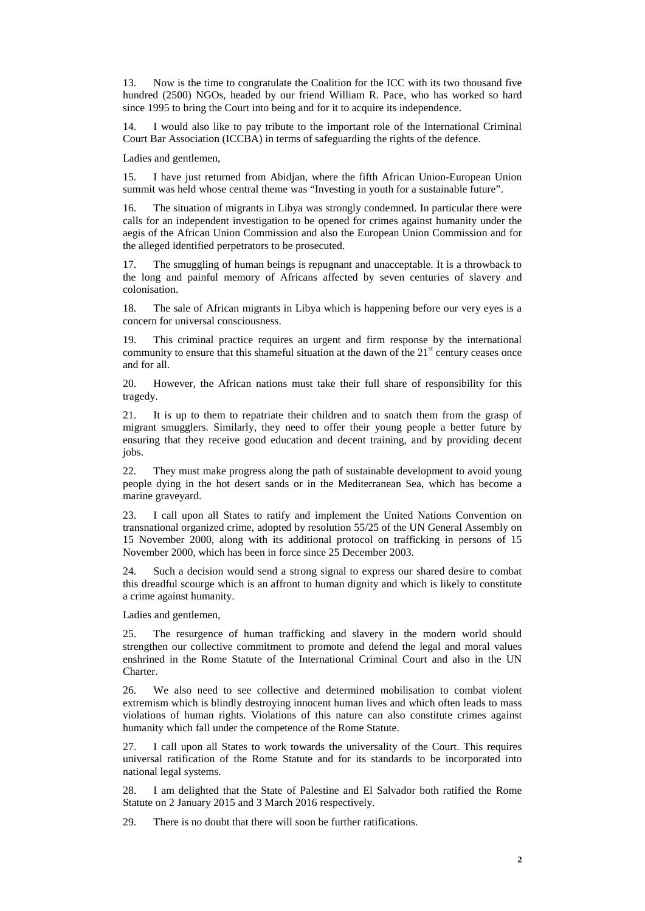13. Now is the time to congratulate the Coalition for the ICC with its two thousand five hundred (2500) NGOs, headed by our friend William R. Pace, who has worked so hard since 1995 to bring the Court into being and for it to acquire its independence.

14. I would also like to pay tribute to the important role of the International Criminal Court Bar Association (ICCBA) in terms of safeguarding the rights of the defence.

Ladies and gentlemen,

15. I have just returned from Abidjan, where the fifth African Union-European Union summit was held whose central theme was "Investing in youth for a sustainable future".

16. The situation of migrants in Libya was strongly condemned. In particular there were calls for an independent investigation to be opened for crimes against humanity under the aegis of the African Union Commission and also the European Union Commission and for the alleged identified perpetrators to be prosecuted.

17. The smuggling of human beings is repugnant and unacceptable. It is a throwback to the long and painful memory of Africans affected by seven centuries of slavery and colonisation.

18. The sale of African migrants in Libya which is happening before our very eyes is a concern for universal consciousness.

19. This criminal practice requires an urgent and firm response by the international community to ensure that this shameful situation at the dawn of the 21st century ceases once and for all.

20. However, the African nations must take their full share of responsibility for this tragedy.

21. It is up to them to repatriate their children and to snatch them from the grasp of migrant smugglers. Similarly, they need to offer their young people a better future by ensuring that they receive good education and decent training, and by providing decent jobs.

22. They must make progress along the path of sustainable development to avoid young people dying in the hot desert sands or in the Mediterranean Sea, which has become a marine graveyard.

23. I call upon all States to ratify and implement the United Nations Convention on transnational organized crime, adopted by resolution 55/25 of the UN General Assembly on 15 November 2000, along with its additional protocol on trafficking in persons of 15 November 2000, which has been in force since 25 December 2003.

24. Such a decision would send a strong signal to express our shared desire to combat this dreadful scourge which is an affront to human dignity and which is likely to constitute a crime against humanity.

Ladies and gentlemen,

25. The resurgence of human trafficking and slavery in the modern world should strengthen our collective commitment to promote and defend the legal and moral values enshrined in the Rome Statute of the International Criminal Court and also in the UN Charter.

26. We also need to see collective and determined mobilisation to combat violent extremism which is blindly destroying innocent human lives and which often leads to mass violations of human rights. Violations of this nature can also constitute crimes against humanity which fall under the competence of the Rome Statute.

27. I call upon all States to work towards the universality of the Court. This requires universal ratification of the Rome Statute and for its standards to be incorporated into national legal systems.

28. I am delighted that the State of Palestine and El Salvador both ratified the Rome Statute on 2 January 2015 and 3 March 2016 respectively.

29. There is no doubt that there will soon be further ratifications.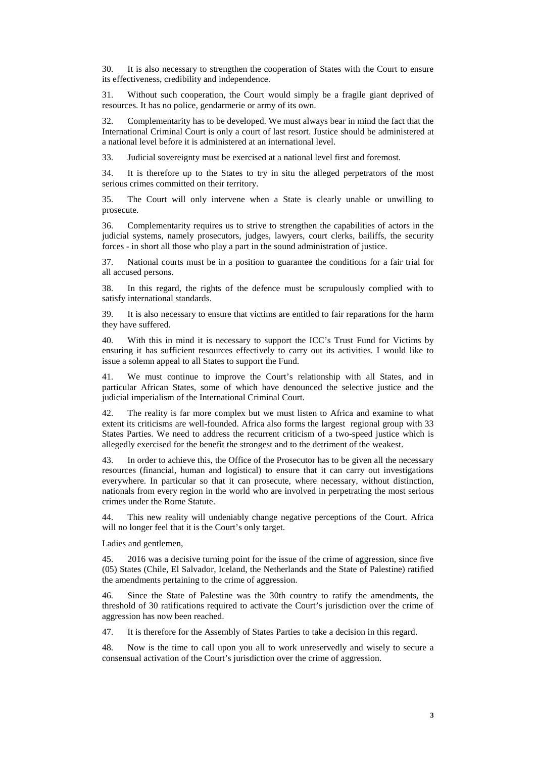30. It is also necessary to strengthen the cooperation of States with the Court to ensure its effectiveness, credibility and independence.

31. Without such cooperation, the Court would simply be a fragile giant deprived of resources. It has no police, gendarmerie or army of its own.

32. Complementarity has to be developed. We must always bear in mind the fact that the International Criminal Court is only a court of last resort. Justice should be administered at a national level before it is administered at an international level.

33. Judicial sovereignty must be exercised at a national level first and foremost.

34. It is therefore up to the States to try in situ the alleged perpetrators of the most serious crimes committed on their territory.

35. The Court will only intervene when a State is clearly unable or unwilling to prosecute.

36. Complementarity requires us to strive to strengthen the capabilities of actors in the judicial systems, namely prosecutors, judges, lawyers, court clerks, bailiffs, the security forces - in short all those who play a part in the sound administration of justice.

37. National courts must be in a position to guarantee the conditions for a fair trial for all accused persons.

38. In this regard, the rights of the defence must be scrupulously complied with to satisfy international standards.

39. It is also necessary to ensure that victims are entitled to fair reparations for the harm they have suffered.

40. With this in mind it is necessary to support the ICC's Trust Fund for Victims by ensuring it has sufficient resources effectively to carry out its activities. I would like to issue a solemn appeal to all States to support the Fund.

41. We must continue to improve the Court's relationship with all States, and in particular African States, some of which have denounced the selective justice and the judicial imperialism of the International Criminal Court.

42. The reality is far more complex but we must listen to Africa and examine to what extent its criticisms are well-founded. Africa also forms the largest regional group with 33 States Parties. We need to address the recurrent criticism of a two-speed justice which is allegedly exercised for the benefit the strongest and to the detriment of the weakest.

43. In order to achieve this, the Office of the Prosecutor has to be given all the necessary resources (financial, human and logistical) to ensure that it can carry out investigations everywhere. In particular so that it can prosecute, where necessary, without distinction, nationals from every region in the world who are involved in perpetrating the most serious crimes under the Rome Statute.

44. This new reality will undeniably change negative perceptions of the Court. Africa will no longer feel that it is the Court's only target.

Ladies and gentlemen,

45. 2016 was a decisive turning point for the issue of the crime of aggression, since five (05) States (Chile, El Salvador, Iceland, the Netherlands and the State of Palestine) ratified the amendments pertaining to the crime of aggression.

46. Since the State of Palestine was the 30th country to ratify the amendments, the threshold of 30 ratifications required to activate the Court's jurisdiction over the crime of aggression has now been reached.

47. It is therefore for the Assembly of States Parties to take a decision in this regard.

48. Now is the time to call upon you all to work unreservedly and wisely to secure a consensual activation of the Court's jurisdiction over the crime of aggression.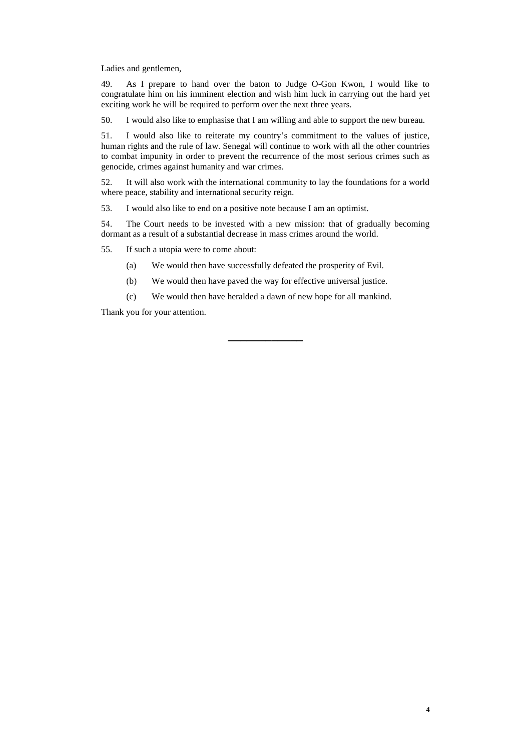Ladies and gentlemen,

49. As I prepare to hand over the baton to Judge O-Gon Kwon, I would like to congratulate him on his imminent election and wish him luck in carrying out the hard yet exciting work he will be required to perform over the next three years.

50. I would also like to emphasise that I am willing and able to support the new bureau.

51. I would also like to reiterate my country's commitment to the values of justice, human rights and the rule of law. Senegal will continue to work with all the other countries to combat impunity in order to prevent the recurrence of the most serious crimes such as genocide, crimes against humanity and war crimes.

52. It will also work with the international community to lay the foundations for a world where peace, stability and international security reign.

53. I would also like to end on a positive note because I am an optimist.

54. The Court needs to be invested with a new mission: that of gradually becoming dormant as a result of a substantial decrease in mass crimes around the world.

55. If such a utopia were to come about:

(a) We would then have successfully defeated the prosperity of Evil.

(b) We would then have paved the way for effective universal justice.

(c) We would then have heralded a dawn of new hope for all mankind.

Thank you for your attention.

---